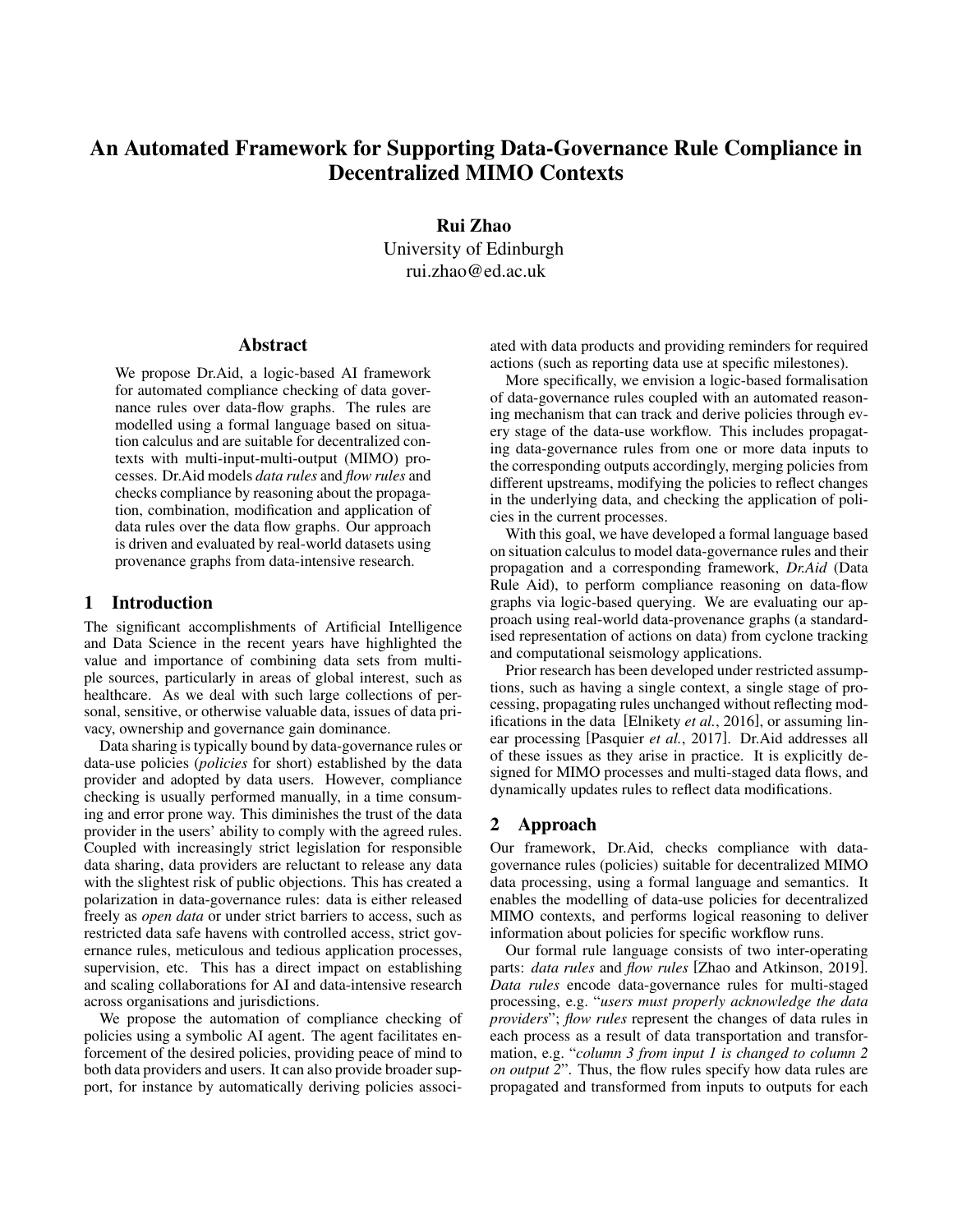// Dr.Aid paper p1: title, author, abstract, Introduction, start of Approach
# An Automated Framework for Supporting Data-Governance Rule Compliance in Decentralized MIMO Contexts

**Rui Zhao**
University of Edinburgh
rui.zhao@ed.ac.uk

## Abstract

We propose Dr.Aid, a logic-based AI framework for automated compliance checking of data governance rules over data-flow graphs. The rules are modelled using a formal language based on situation calculus and are suitable for decentralized contexts with multi-input-multi-output (MIMO) processes. Dr.Aid models *data rules* and *flow rules* and checks compliance by reasoning about the propagation, combination, modification and application of data rules over the data flow graphs. Our approach is driven and evaluated by real-world datasets using provenance graphs from data-intensive research.

## 1 Introduction

The significant accomplishments of Artificial Intelligence and Data Science in the recent years have highlighted the value and importance of combining data sets from multiple sources, particularly in areas of global interest, such as healthcare. As we deal with such large collections of personal, sensitive, or otherwise valuable data, issues of data privacy, ownership and governance gain dominance.

Data sharing is typically bound by data-governance rules or data-use policies (*policies* for short) established by the data provider and adopted by data users. However, compliance checking is usually performed manually, in a time consuming and error prone way. This diminishes the trust of the data provider in the users' ability to comply with the agreed rules. Coupled with increasingly strict legislation for responsible data sharing, data providers are reluctant to release any data with the slightest risk of public objections. This has created a polarization in data-governance rules: data is either released freely as *open data* or under strict barriers to access, such as restricted data safe havens with controlled access, strict governance rules, meticulous and tedious application processes, supervision, etc. This has a direct impact on establishing and scaling collaborations for AI and data-intensive research across organisations and jurisdictions.

We propose the automation of compliance checking of policies using a symbolic AI agent. The agent facilitates enforcement of the desired policies, providing peace of mind to both data providers and users. It can also provide broader support, for instance by automatically deriving policies associated with data products and providing reminders for required actions (such as reporting data use at specific milestones).

More specifically, we envision a logic-based formalisation of data-governance rules coupled with an automated reasoning mechanism that can track and derive policies through every stage of the data-use workflow. This includes propagating data-governance rules from one or more data inputs to the corresponding outputs accordingly, merging policies from different upstreams, modifying the policies to reflect changes in the underlying data, and checking the application of policies in the current processes.

With this goal, we have developed a formal language based on situation calculus to model data-governance rules and their propagation and a corresponding framework, *Dr.Aid* (Data Rule Aid), to perform compliance reasoning on data-flow graphs via logic-based querying. We are evaluating our approach using real-world data-provenance graphs (a standardised representation of actions on data) from cyclone tracking and computational seismology applications.

Prior research has been developed under restricted assumptions, such as having a single context, a single stage of processing, propagating rules unchanged without reflecting modifications in the data [Elnikety *et al.*, 2016], or assuming linear processing [Pasquier *et al.*, 2017]. Dr.Aid addresses all of these issues as they arise in practice. It is explicitly designed for MIMO processes and multi-staged data flows, and dynamically updates rules to reflect data modifications.

## 2 Approach

Our framework, Dr.Aid, checks compliance with data-governance rules (policies) suitable for decentralized MIMO data processing, using a formal language and semantics. It enables the modelling of data-use policies for decentralized MIMO contexts, and performs logical reasoning to deliver information about policies for specific workflow runs.

Our formal rule language consists of two inter-operating parts: *data rules* and *flow rules* [Zhao and Atkinson, 2019]. *Data rules* encode data-governance rules for multi-staged processing, e.g. "*users must properly acknowledge the data providers*"; *flow rules* represent the changes of data rules in each process as a result of data transportation and transformation, e.g. "*column 3 from input 1 is changed to column 2 on output 2*". Thus, the flow rules specify how data rules are propagated and transformed from inputs to outputs for each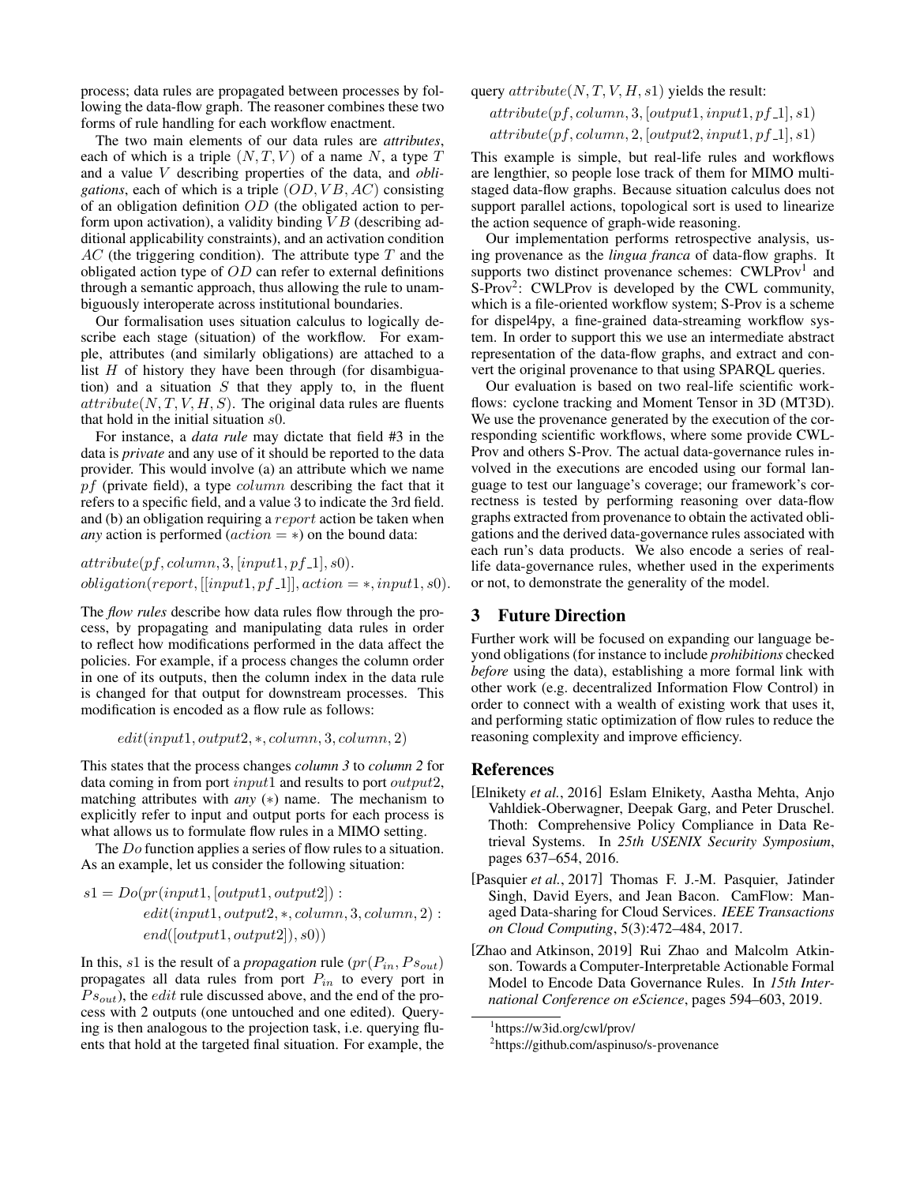process; data rules are propagated between processes by following the data-flow graph. The reasoner combines these two forms of rule handling for each workflow enactment.

The two main elements of our data rules are *attributes*, each of which is a triple $(N, T, V)$ of a name $N$, a type $T$ and a value $V$ describing properties of the data, and *obligations*, each of which is a triple $(OD, VB, AC)$ consisting of an obligation definition $OD$ (the obligated action to perform upon activation), a validity binding $VB$ (describing additional applicability constraints), and an activation condition $AC$ (the triggering condition). The attribute type $T$ and the obligated action type of $OD$ can refer to external definitions through a semantic approach, thus allowing the rule to unambiguously interoperate across institutional boundaries.

Our formalisation uses situation calculus to logically describe each stage (situation) of the workflow. For example, attributes (and similarly obligations) are attached to a list $H$ of history they have been through (for disambiguation) and a situation $S$ that they apply to, in the fluent $attribute(N, T, V, H, S)$. The original data rules are fluents that hold in the initial situation $s0$.

For instance, a *data rule* may dictate that field #3 in the data is *private* and any use of it should be reported to the data provider. This would involve (a) an attribute which we name $pf$ (private field), a type $column$ describing the fact that it refers to a specific field, and a value 3 to indicate the 3rd field. and (b) an obligation requiring a $report$ action be taken when *any* action is performed ($action = *$) on the bound data:

$$attribute(pf, column, 3, [input1, pf\_1], s0).$$
$$obligation(report, [[input1, pf\_1]], action = *, input1, s0).$$

The *flow rules* describe how data rules flow through the process, by propagating and manipulating data rules in order to reflect how modifications performed in the data affect the policies. For example, if a process changes the column order in one of its outputs, then the column index in the data rule is changed for that output for downstream processes. This modification is encoded as a flow rule as follows:

$$edit(input1, output2, *, column, 3, column, 2)$$

This states that the process changes *column 3* to *column 2* for data coming in from port $input1$ and results to port $output2$, matching attributes with *any* ($*$) name. The mechanism to explicitly refer to input and output ports for each process is what allows us to formulate flow rules in a MIMO setting.

The $Do$ function applies a series of flow rules to a situation. As an example, let us consider the following situation:

$$\begin{aligned} s1 = Do(&pr(input1, [output1, output2]) : \\ &edit(input1, output2, *, column, 3, column, 2) : \\ &end([output1, output2]), s0)) \end{aligned}$$

In this, $s1$ is the result of a *propagation* rule ($pr(P_{in}, Ps_{out})$ propagates all data rules from port $P_{in}$ to every port in $Ps_{out}$), the $edit$ rule discussed above, and the end of the process with 2 outputs (one untouched and one edited). Querying is then analogous to the projection task, i.e. querying fluents that hold at the targeted final situation. For example, the query $attribute(N, T, V, H, s1)$ yields the result:

$$attribute(pf, column, 3, [output1, input1, pf\_1], s1)$$
$$attribute(pf, column, 2, [output2, input1, pf\_1], s1)$$

This example is simple, but real-life rules and workflows are lengthier, so people lose track of them for MIMO multi-staged data-flow graphs. Because situation calculus does not support parallel actions, topological sort is used to linearize the action sequence of graph-wide reasoning.

Our implementation performs retrospective analysis, using provenance as the *lingua franca* of data-flow graphs. It supports two distinct provenance schemes: CWLProv[1] and S-Prov[2]: CWLProv is developed by the CWL community, which is a file-oriented workflow system; S-Prov is a scheme for dispel4py, a fine-grained data-streaming workflow system. In order to support this we use an intermediate abstract representation of the data-flow graphs, and extract and convert the original provenance to that using SPARQL queries.

Our evaluation is based on two real-life scientific workflows: cyclone tracking and Moment Tensor in 3D (MT3D). We use the provenance generated by the execution of the corresponding scientific workflows, where some provide CWL-Prov and others S-Prov. The actual data-governance rules involved in the executions are encoded using our formal language to test our language's coverage; our framework's correctness is tested by performing reasoning over data-flow graphs extracted from provenance to obtain the activated obligations and the derived data-governance rules associated with each run's data products. We also encode a series of real-life data-governance rules, whether used in the experiments or not, to demonstrate the generality of the model.

## 3 Future Direction

Further work will be focused on expanding our language beyond obligations (for instance to include *prohibitions* checked *before* using the data), establishing a more formal link with other work (e.g. decentralized Information Flow Control) in order to connect with a wealth of existing work that uses it, and performing static optimization of flow rules to reduce the reasoning complexity and improve efficiency.

## References

[Elnikety *et al.*, 2016] Eslam Elnikety, Aastha Mehta, Anjo Vahldiek-Oberwagner, Deepak Garg, and Peter Druschel. Thoth: Comprehensive Policy Compliance in Data Retrieval Systems. In *25th USENIX Security Symposium*, pages 637–654, 2016.

[Pasquier *et al.*, 2017] Thomas F. J.-M. Pasquier, Jatinder Singh, David Eyers, and Jean Bacon. CamFlow: Managed Data-sharing for Cloud Services. *IEEE Transactions on Cloud Computing*, 5(3):472–484, 2017.

[Zhao and Atkinson, 2019] Rui Zhao and Malcolm Atkinson. Towards a Computer-Interpretable Actionable Formal Model to Encode Data Governance Rules. In *15th International Conference on eScience*, pages 594–603, 2019.

[1] https://w3id.org/cwl/prov/

[2] https://github.com/aspinuso/s-provenance